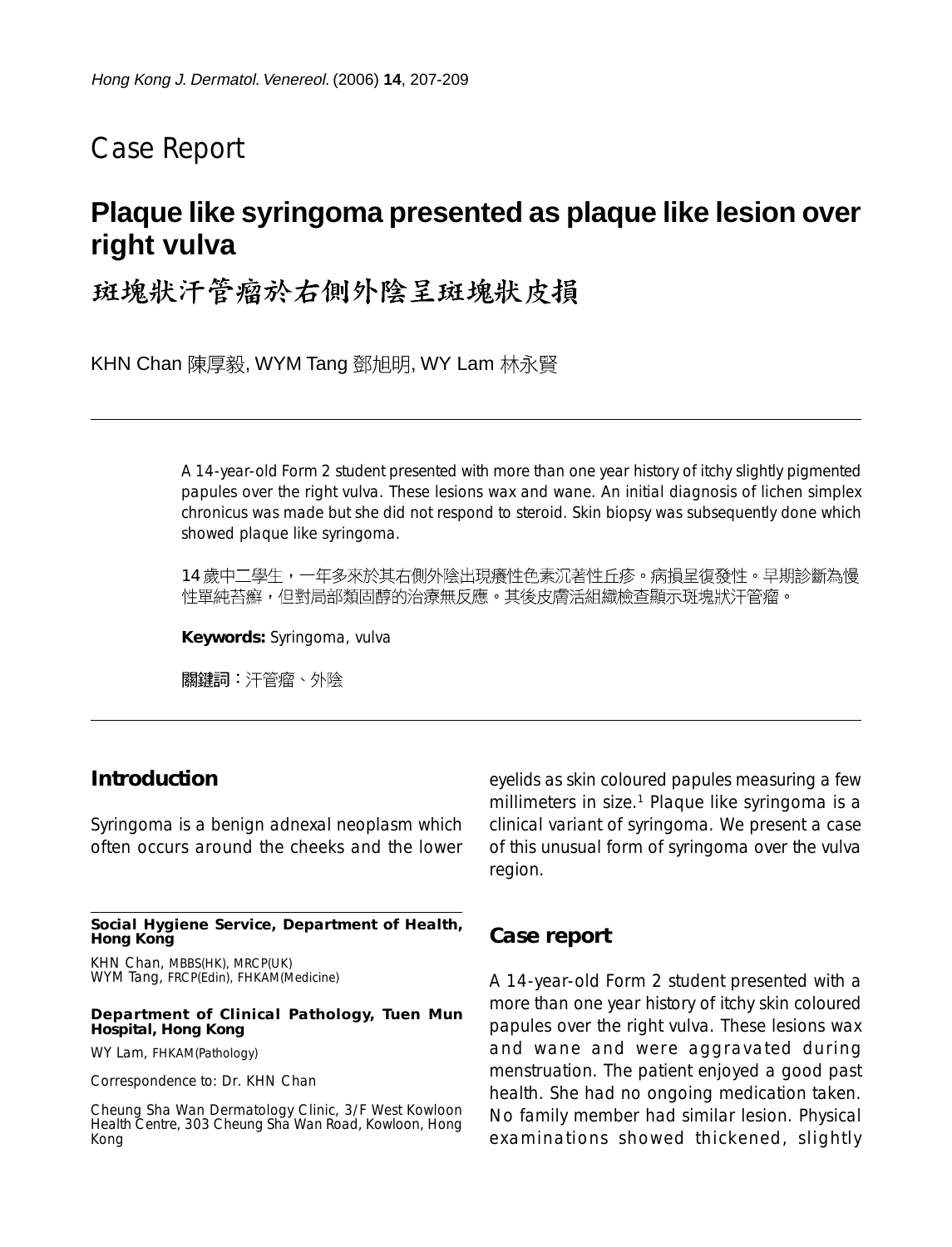Case Report

# Plaque like syringoma presented as plaque like lesion over right vulva

# 斑塊狀汗管瘤於右側外陰呈斑塊狀皮損

KHN Chan 陳厚毅, WYM Tang 鄧旭明, WY Lam 林永賢

A 14-year-old Form 2 student presented with more than one year history of itchy slightly pigmented papules over the right vulva. These lesions wax and wane. An initial diagnosis of lichen simplex chronicus was made but she did not respond to steroid. Skin biopsy was subsequently done which showed plaque like syringoma.

14 歲中二學生，一年多來於其右側外陰出現癢性色素沉著性丘疹。病損呈復發性。早期診斷為慢性單純苔癬，但對局部類固醇的治療無反應。其後皮膚活組織檢查顯示斑塊狀汗管瘤。

**Keywords:** Syringoma, vulva

**關鍵詞：**汗管瘤、外陰

## Introduction

Syringoma is a benign adnexal neoplasm which often occurs around the cheeks and the lower eyelids as skin coloured papules measuring a few millimeters in size.[1] Plaque like syringoma is a clinical variant of syringoma. We present a case of this unusual form of syringoma over the vulva region.

## Case report

A 14-year-old Form 2 student presented with a more than one year history of itchy skin coloured papules over the right vulva. These lesions wax and wane and were aggravated during menstruation. The patient enjoyed a good past health. She had no ongoing medication taken. No family member had similar lesion. Physical examinations showed thickened, slightly

**Social Hygiene Service, Department of Health, Hong Kong**

KHN Chan, MBBS(HK), MRCP(UK)
WYM Tang, FRCP(Edin), FHKAM(Medicine)

**Department of Clinical Pathology, Tuen Mun Hospital, Hong Kong**

WY Lam, FHKAM(Pathology)

Correspondence to: Dr. KHN Chan

Cheung Sha Wan Dermatology Clinic, 3/F West Kowloon Health Centre, 303 Cheung Sha Wan Road, Kowloon, Hong Kong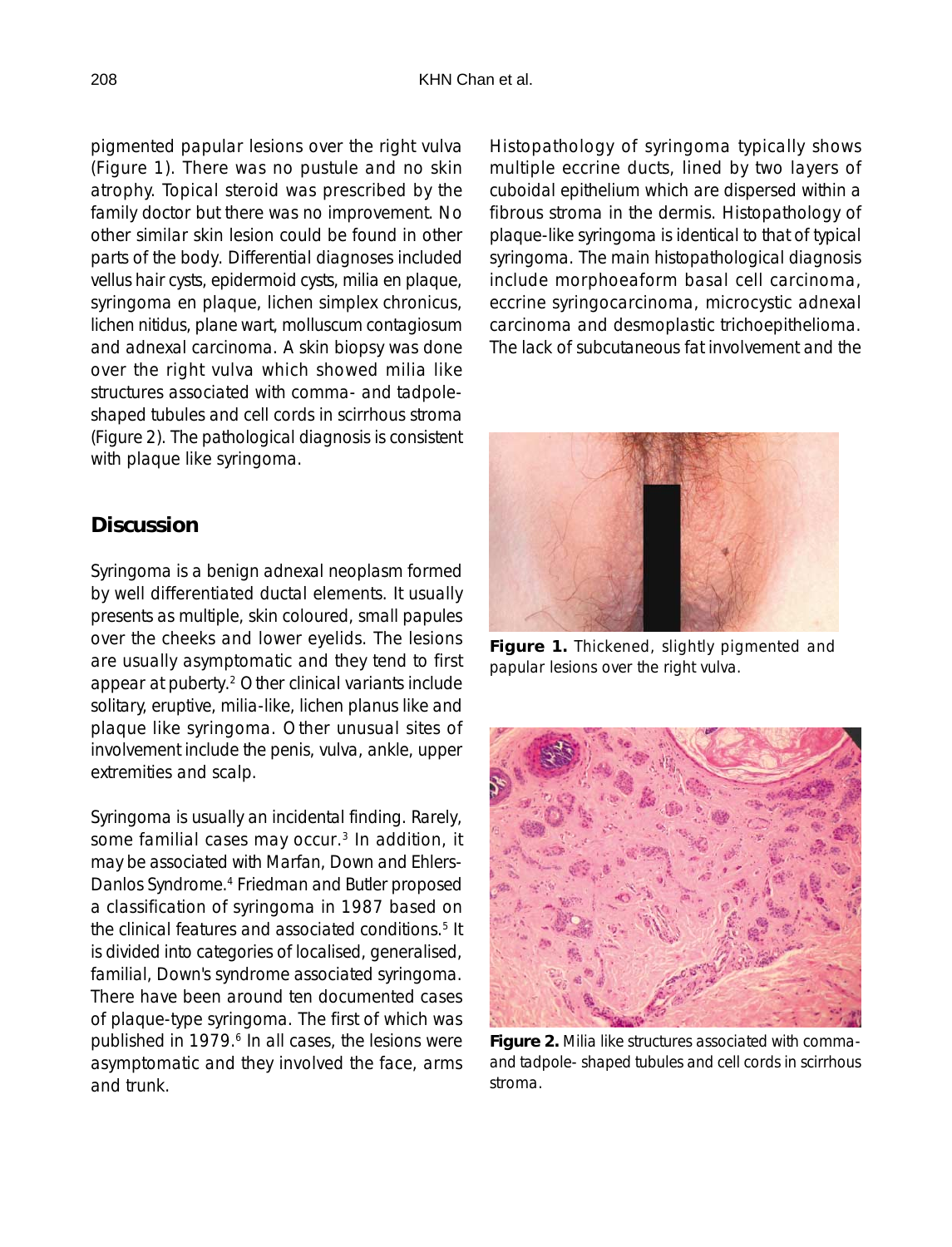pigmented papular lesions over the right vulva (Figure 1). There was no pustule and no skin atrophy. Topical steroid was prescribed by the family doctor but there was no improvement. No other similar skin lesion could be found in other parts of the body. Differential diagnoses included vellus hair cysts, epidermoid cysts, milia en plaque, syringoma en plaque, lichen simplex chronicus, lichen nitidus, plane wart, molluscum contagiosum and adnexal carcinoma. A skin biopsy was done over the right vulva which showed milia like structures associated with comma- and tadpole-shaped tubules and cell cords in scirrhous stroma (Figure 2). The pathological diagnosis is consistent with plaque like syringoma.

## Discussion

Syringoma is a benign adnexal neoplasm formed by well differentiated ductal elements. It usually presents as multiple, skin coloured, small papules over the cheeks and lower eyelids. The lesions are usually asymptomatic and they tend to first appear at puberty.[2] Other clinical variants include solitary, eruptive, milia-like, lichen planus like and plaque like syringoma. Other unusual sites of involvement include the penis, vulva, ankle, upper extremities and scalp.

Syringoma is usually an incidental finding. Rarely, some familial cases may occur.[3] In addition, it may be associated with Marfan, Down and Ehlers-Danlos Syndrome.[4] Friedman and Butler proposed a classification of syringoma in 1987 based on the clinical features and associated conditions.[5] It is divided into categories of localised, generalised, familial, Down's syndrome associated syringoma. There have been around ten documented cases of plaque-type syringoma. The first of which was published in 1979.[6] In all cases, the lesions were asymptomatic and they involved the face, arms and trunk.

Histopathology of syringoma typically shows multiple eccrine ducts, lined by two layers of cuboidal epithelium which are dispersed within a fibrous stroma in the dermis. Histopathology of plaque-like syringoma is identical to that of typical syringoma. The main histopathological diagnosis include morphoeaform basal cell carcinoma, eccrine syringocarcinoma, microcystic adnexal carcinoma and desmoplastic trichoepithelioma. The lack of subcutaneous fat involvement and the

**Figure 1.** Thickened, slightly pigmented and papular lesions over the right vulva.

**Figure 2.** Milia like structures associated with comma- and tadpole- shaped tubules and cell cords in scirrhous stroma.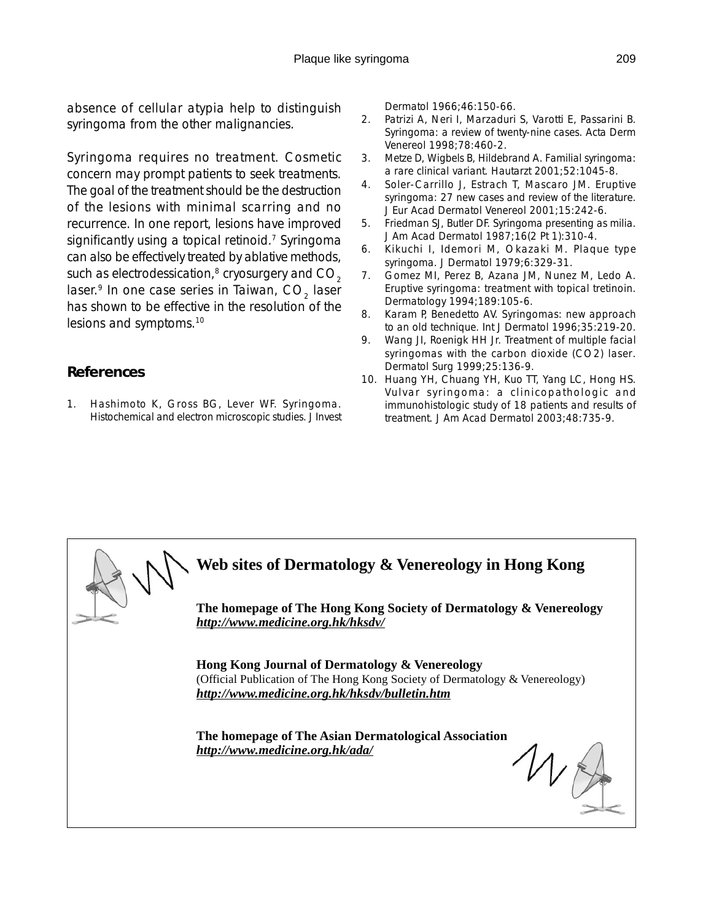absence of cellular atypia help to distinguish syringoma from the other malignancies.

Syringoma requires no treatment. Cosmetic concern may prompt patients to seek treatments. The goal of the treatment should be the destruction of the lesions with minimal scarring and no recurrence. In one report, lesions have improved significantly using a topical retinoid.[7] Syringoma can also be effectively treated by ablative methods, such as electrodessication,[8] cryosurgery and $CO_2$ laser.[9] In one case series in Taiwan, $CO_2$ laser has shown to be effective in the resolution of the lesions and symptoms.[10]

## References

1. Hashimoto K, Gross BG, Lever WF. Syringoma. Histochemical and electron microscopic studies. J Invest Dermatol 1966;46:150-66.
2. Patrizi A, Neri I, Marzaduri S, Varotti E, Passarini B. Syringoma: a review of twenty-nine cases. Acta Derm Venereol 1998;78:460-2.
3. Metze D, Wigbels B, Hildebrand A. Familial syringoma: a rare clinical variant. Hautarzt 2001;52:1045-8.
4. Soler-Carrillo J, Estrach T, Mascaro JM. Eruptive syringoma: 27 new cases and review of the literature. J Eur Acad Dermatol Venereol 2001;15:242-6.
5. Friedman SJ, Butler DF. Syringoma presenting as milia. J Am Acad Dermatol 1987;16(2 Pt 1):310-4.
6. Kikuchi I, Idemori M, Okazaki M. Plaque type syringoma. J Dermatol 1979;6:329-31.
7. Gomez MI, Perez B, Azana JM, Nunez M, Ledo A. Eruptive syringoma: treatment with topical tretinoin. Dermatology 1994;189:105-6.
8. Karam P, Benedetto AV. Syringomas: new approach to an old technique. Int J Dermatol 1996;35:219-20.
9. Wang JI, Roenigk HH Jr. Treatment of multiple facial syringomas with the carbon dioxide (CO2) laser. Dermatol Surg 1999;25:136-9.
10. Huang YH, Chuang YH, Kuo TT, Yang LC, Hong HS. Vulvar syringoma: a clinicopathologic and immunohistologic study of 18 patients and results of treatment. J Am Acad Dermatol 2003;48:735-9.

**Web sites of Dermatology & Venereology in Hong Kong**

**The homepage of The Hong Kong Society of Dermatology & Venereology**
***http://www.medicine.org.hk/hksdv/***

**Hong Kong Journal of Dermatology & Venereology**
(Official Publication of The Hong Kong Society of Dermatology & Venereology)
***http://www.medicine.org.hk/hksdv/bulletin.htm***

**The homepage of The Asian Dermatological Association**
***http://www.medicine.org.hk/ada/***